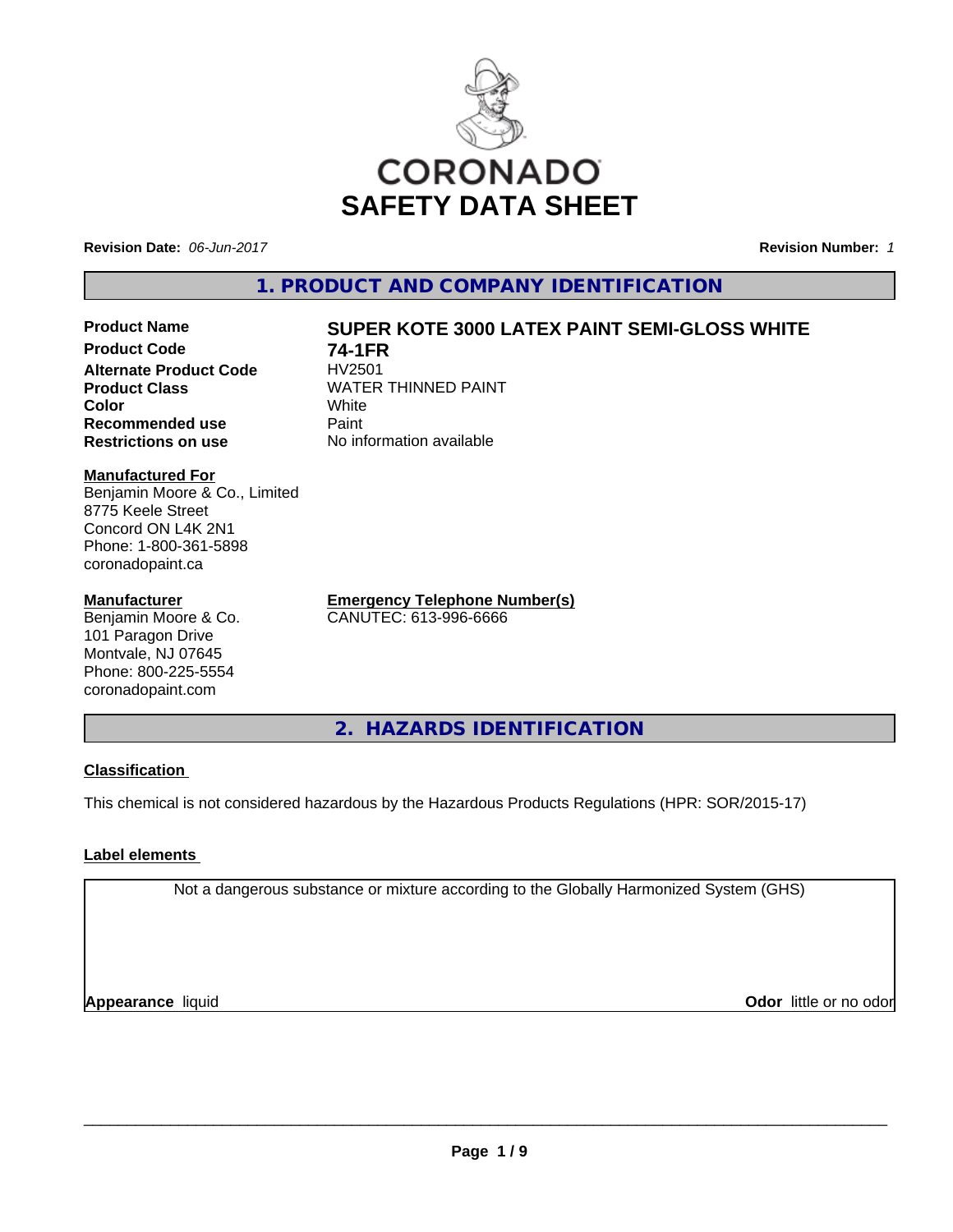CORONADO

# SAFETY DATA SHEET

**Revision Date:** *06-Jun-2017* **Revision Number:** *1*

## 1. PRODUCT AND COMPANY IDENTIFICATION

| | |
|---|---|
| **Product Name** | **SUPER KOTE 3000 LATEX PAINT SEMI-GLOSS WHITE** |
| **Product Code** | **74-1FR** |
| **Alternate Product Code** | HV2501 |
| **Product Class** | WATER THINNED PAINT |
| **Color** | White |
| **Recommended use** | Paint |
| **Restrictions on use** | No information available |

**Manufactured For**
Benjamin Moore & Co., Limited
8775 Keele Street
Concord ON L4K 2N1
Phone: 1-800-361-5898
coronadopaint.ca

**Manufacturer**
Benjamin Moore & Co.
101 Paragon Drive
Montvale, NJ 07645
Phone: 800-225-5554
coronadopaint.com

**Emergency Telephone Number(s)**
CANUTEC: 613-996-6666

## 2. HAZARDS IDENTIFICATION

**Classification**

This chemical is not considered hazardous by the Hazardous Products Regulations (HPR: SOR/2015-17)

**Label elements**

Not a dangerous substance or mixture according to the Globally Harmonized System (GHS)

**Appearance** liquid **Odor** little or no odor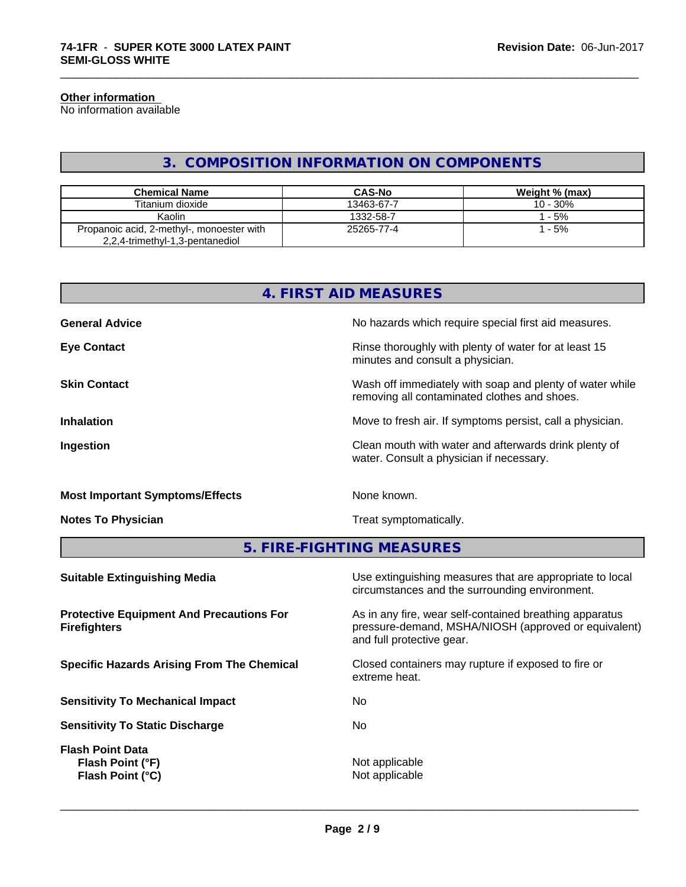**Other information**
No information available

## 3. COMPOSITION INFORMATION ON COMPONENTS

| Chemical Name | CAS-No | Weight % (max) |
| --- | --- | --- |
| Titanium dioxide | 13463-67-7 | 10 - 30% |
| Kaolin | 1332-58-7 | 1 - 5% |
| Propanoic acid, 2-methyl-, monoester with 2,2,4-trimethyl-1,3-pentanediol | 25265-77-4 | 1 - 5% |

## 4. FIRST AID MEASURES

**General Advice** No hazards which require special first aid measures.

**Eye Contact** Rinse thoroughly with plenty of water for at least 15 minutes and consult a physician.

**Skin Contact** Wash off immediately with soap and plenty of water while removing all contaminated clothes and shoes.

**Inhalation** Move to fresh air. If symptoms persist, call a physician.

**Ingestion** Clean mouth with water and afterwards drink plenty of water. Consult a physician if necessary.

**Most Important Symptoms/Effects** None known.

**Notes To Physician** Treat symptomatically.

## 5. FIRE-FIGHTING MEASURES

**Suitable Extinguishing Media** Use extinguishing measures that are appropriate to local circumstances and the surrounding environment.

**Protective Equipment And Precautions For Firefighters** As in any fire, wear self-contained breathing apparatus pressure-demand, MSHA/NIOSH (approved or equivalent) and full protective gear.

**Specific Hazards Arising From The Chemical** Closed containers may rupture if exposed to fire or extreme heat.

**Sensitivity To Mechanical Impact** No

**Sensitivity To Static Discharge** No

**Flash Point Data**
**Flash Point (°F)** Not applicable
**Flash Point (°C)** Not applicable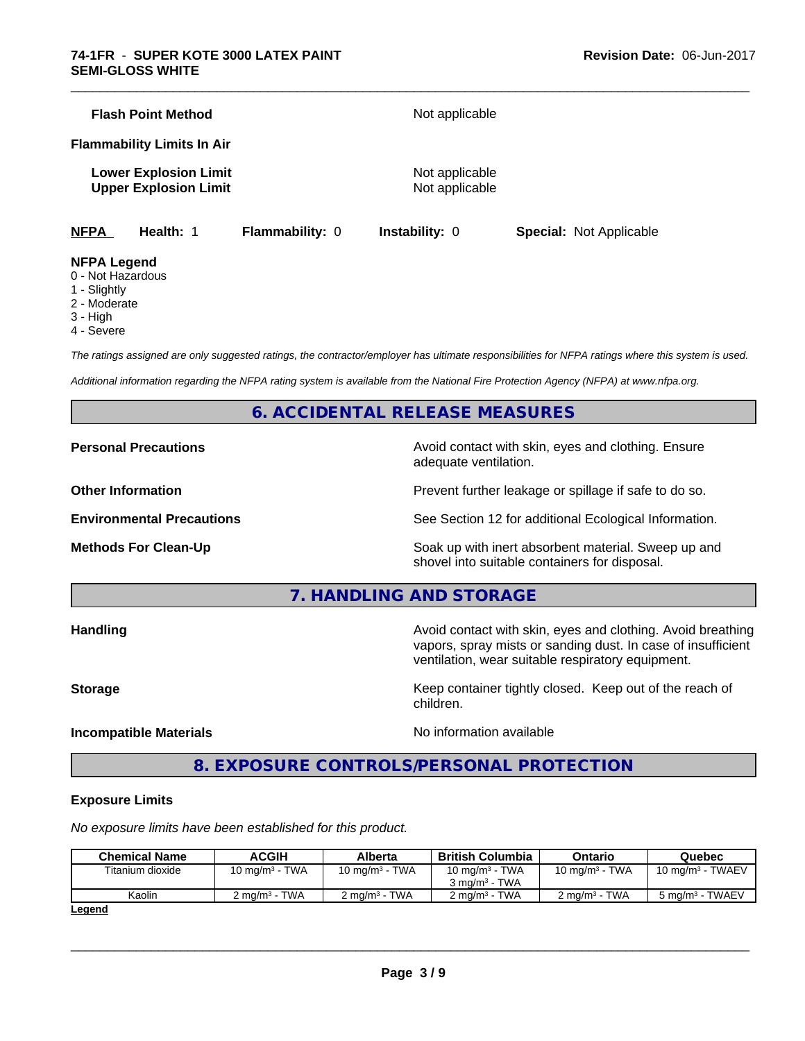**Flash Point Method** Not applicable

**Flammability Limits In Air**

**Lower Explosion Limit** Not applicable
**Upper Explosion Limit** Not applicable

**NFPA** **Health:** 1 **Flammability:** 0 **Instability:** 0 **Special:** Not Applicable

**NFPA Legend**
0 - Not Hazardous
1 - Slightly
2 - Moderate
3 - High
4 - Severe

*The ratings assigned are only suggested ratings, the contractor/employer has ultimate responsibilities for NFPA ratings where this system is used.*

*Additional information regarding the NFPA rating system is available from the National Fire Protection Agency (NFPA) at www.nfpa.org.*

## 6. ACCIDENTAL RELEASE MEASURES

**Personal Precautions** Avoid contact with skin, eyes and clothing. Ensure adequate ventilation.

**Other Information** Prevent further leakage or spillage if safe to do so.

**Environmental Precautions** See Section 12 for additional Ecological Information.

**Methods For Clean-Up** Soak up with inert absorbent material. Sweep up and shovel into suitable containers for disposal.

## 7. HANDLING AND STORAGE

**Handling** Avoid contact with skin, eyes and clothing. Avoid breathing vapors, spray mists or sanding dust. In case of insufficient ventilation, wear suitable respiratory equipment.

**Storage** Keep container tightly closed. Keep out of the reach of children.

**Incompatible Materials** No information available

## 8. EXPOSURE CONTROLS/PERSONAL PROTECTION

**Exposure Limits**

*No exposure limits have been established for this product.*

| Chemical Name | ACGIH | Alberta | British Columbia | Ontario | Quebec |
|---|---|---|---|---|---|
| Titanium dioxide | 10 mg/m³ - TWA | 10 mg/m³ - TWA | 10 mg/m³ - TWA<br>3 mg/m³ - TWA | 10 mg/m³ - TWA | 10 mg/m³ - TWAEV |
| Kaolin | 2 mg/m³ - TWA | 2 mg/m³ - TWA | 2 mg/m³ - TWA | 2 mg/m³ - TWA | 5 mg/m³ - TWAEV |

**Legend**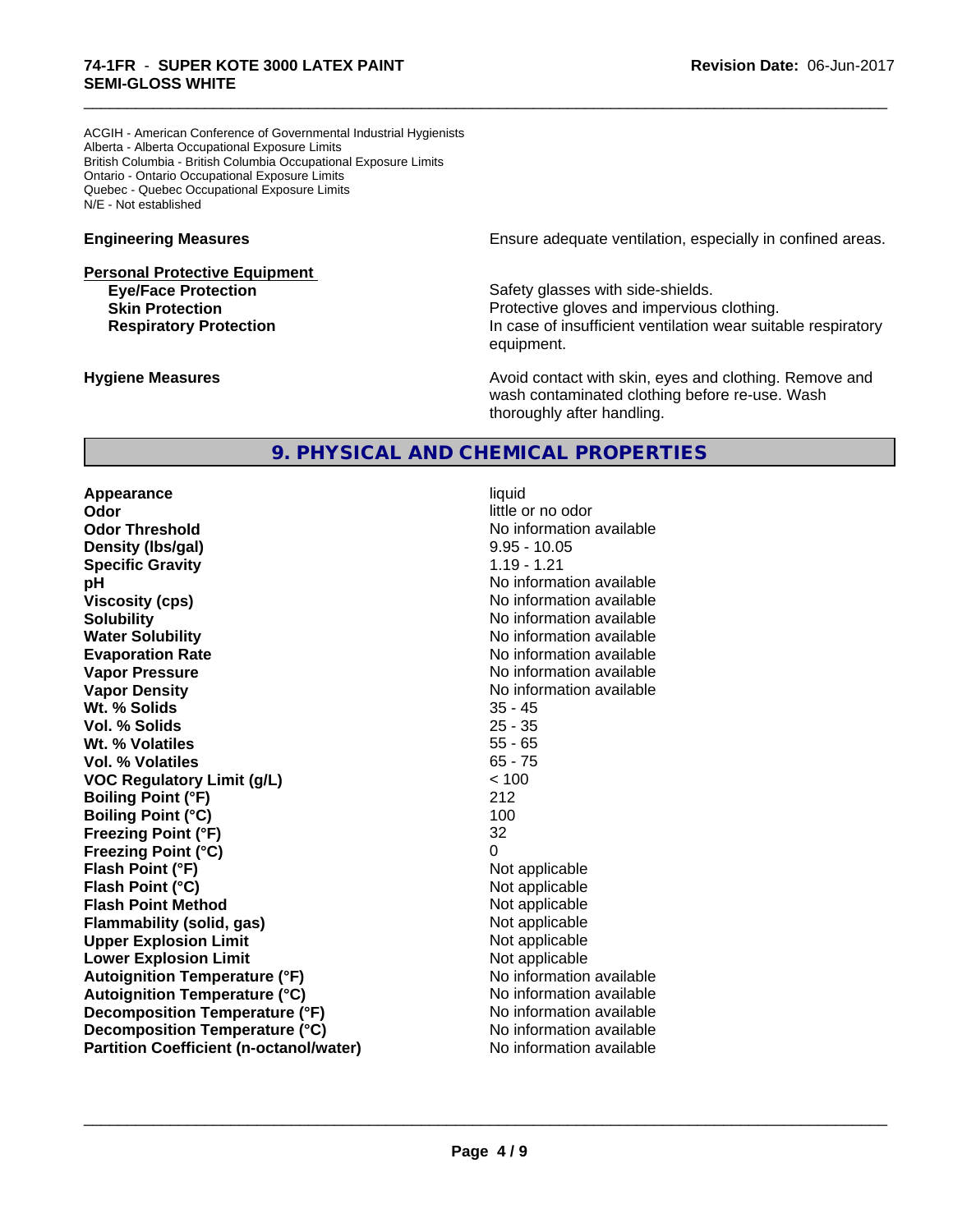ACGIH - American Conference of Governmental Industrial Hygienists
Alberta - Alberta Occupational Exposure Limits
British Columbia - British Columbia Occupational Exposure Limits
Ontario - Ontario Occupational Exposure Limits
Quebec - Quebec Occupational Exposure Limits
N/E - Not established

**Engineering Measures** Ensure adequate ventilation, especially in confined areas.

**Personal Protective Equipment**

| | |
|---|---|
| **Eye/Face Protection** | Safety glasses with side-shields. |
| **Skin Protection** | Protective gloves and impervious clothing. |
| **Respiratory Protection** | In case of insufficient ventilation wear suitable respiratory equipment. |

**Hygiene Measures** Avoid contact with skin, eyes and clothing. Remove and wash contaminated clothing before re-use. Wash thoroughly after handling.

## 9. PHYSICAL AND CHEMICAL PROPERTIES

| | |
|---|---|
| **Appearance** | liquid |
| **Odor** | little or no odor |
| **Odor Threshold** | No information available |
| **Density (lbs/gal)** | 9.95 - 10.05 |
| **Specific Gravity** | 1.19 - 1.21 |
| **pH** | No information available |
| **Viscosity (cps)** | No information available |
| **Solubility** | No information available |
| **Water Solubility** | No information available |
| **Evaporation Rate** | No information available |
| **Vapor Pressure** | No information available |
| **Vapor Density** | No information available |
| **Wt. % Solids** | 35 - 45 |
| **Vol. % Solids** | 25 - 35 |
| **Wt. % Volatiles** | 55 - 65 |
| **Vol. % Volatiles** | 65 - 75 |
| **VOC Regulatory Limit (g/L)** | < 100 |
| **Boiling Point (°F)** | 212 |
| **Boiling Point (°C)** | 100 |
| **Freezing Point (°F)** | 32 |
| **Freezing Point (°C)** | 0 |
| **Flash Point (°F)** | Not applicable |
| **Flash Point (°C)** | Not applicable |
| **Flash Point Method** | Not applicable |
| **Flammability (solid, gas)** | Not applicable |
| **Upper Explosion Limit** | Not applicable |
| **Lower Explosion Limit** | Not applicable |
| **Autoignition Temperature (°F)** | No information available |
| **Autoignition Temperature (°C)** | No information available |
| **Decomposition Temperature (°F)** | No information available |
| **Decomposition Temperature (°C)** | No information available |
| **Partition Coefficient (n-octanol/water)** | No information available |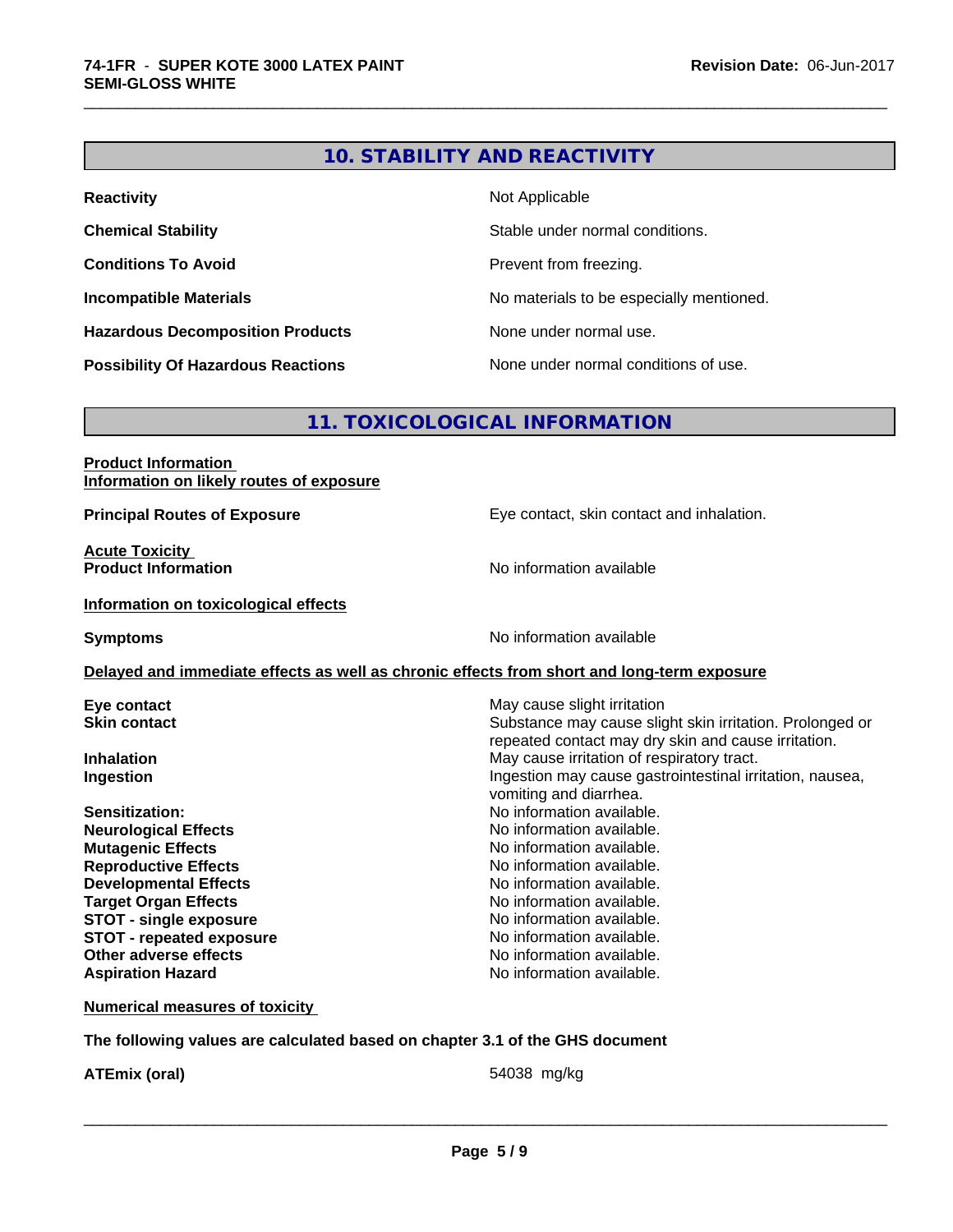## 10. STABILITY AND REACTIVITY

| | |
|---|---|
| **Reactivity** | Not Applicable |
| **Chemical Stability** | Stable under normal conditions. |
| **Conditions To Avoid** | Prevent from freezing. |
| **Incompatible Materials** | No materials to be especially mentioned. |
| **Hazardous Decomposition Products** | None under normal use. |
| **Possibility Of Hazardous Reactions** | None under normal conditions of use. |

## 11. TOXICOLOGICAL INFORMATION

**Product Information**
**Information on likely routes of exposure**

**Principal Routes of Exposure** — Eye contact, skin contact and inhalation.

**Acute Toxicity**
**Product Information** — No information available

**Information on toxicological effects**

**Symptoms** — No information available

**Delayed and immediate effects as well as chronic effects from short and long-term exposure**

| | |
|---|---|
| **Eye contact** | May cause slight irritation |
| **Skin contact** | Substance may cause slight skin irritation. Prolonged or repeated contact may dry skin and cause irritation. |
| **Inhalation** | May cause irritation of respiratory tract. |
| **Ingestion** | Ingestion may cause gastrointestinal irritation, nausea, vomiting and diarrhea. |
| **Sensitization:** | No information available. |
| **Neurological Effects** | No information available. |
| **Mutagenic Effects** | No information available. |
| **Reproductive Effects** | No information available. |
| **Developmental Effects** | No information available. |
| **Target Organ Effects** | No information available. |
| **STOT - single exposure** | No information available. |
| **STOT - repeated exposure** | No information available. |
| **Other adverse effects** | No information available. |
| **Aspiration Hazard** | No information available. |

**Numerical measures of toxicity**

**The following values are calculated based on chapter 3.1 of the GHS document**

**ATEmix (oral)** — 54038 mg/kg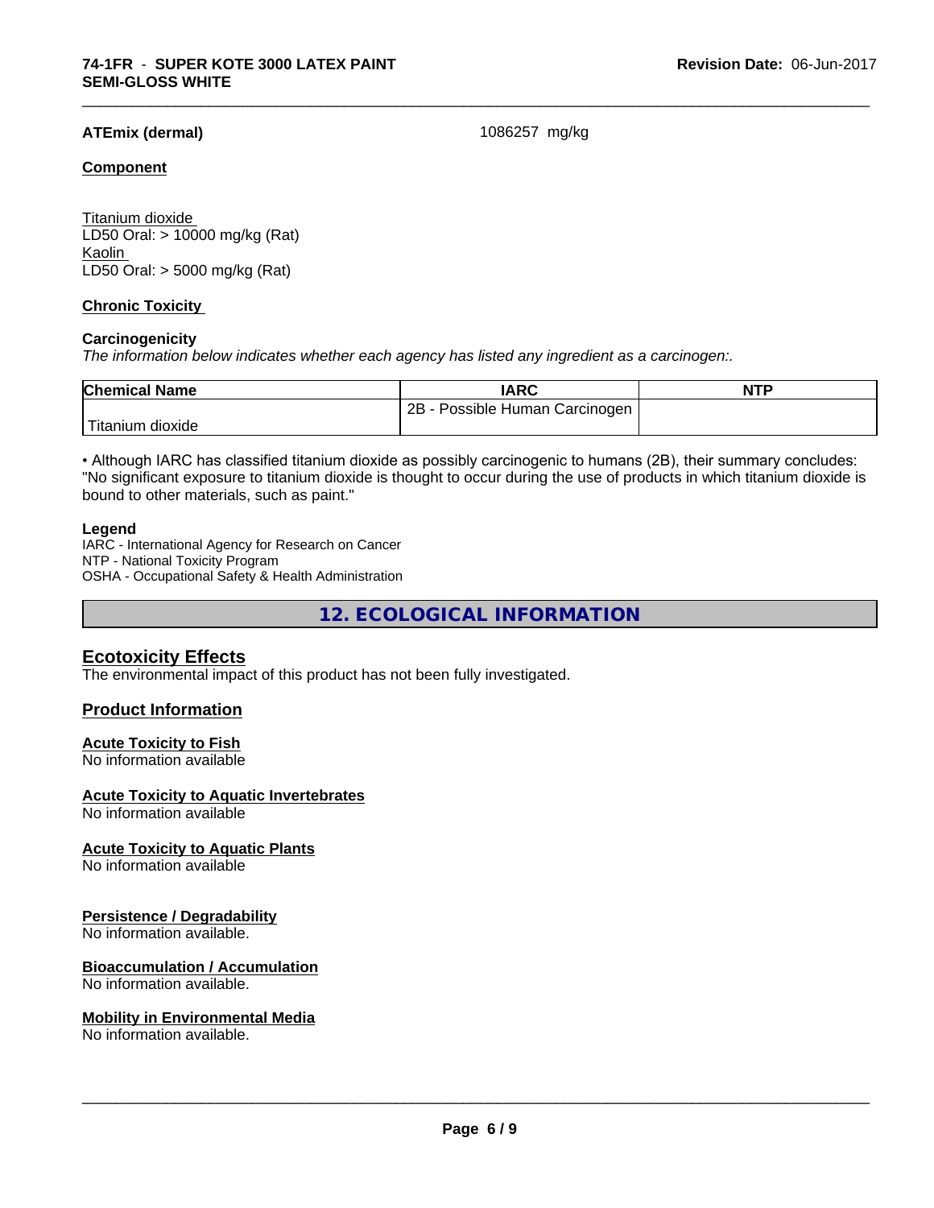**ATEmix (dermal)** 1086257 mg/kg

**Component**

Titanium dioxide
LD50 Oral: > 10000 mg/kg (Rat)
Kaolin
LD50 Oral: > 5000 mg/kg (Rat)

**Chronic Toxicity**

**Carcinogenicity**

*The information below indicates whether each agency has listed any ingredient as a carcinogen:.*

| Chemical Name | IARC | NTP |
| --- | --- | --- |
| Titanium dioxide | 2B - Possible Human Carcinogen | |

• Although IARC has classified titanium dioxide as possibly carcinogenic to humans (2B), their summary concludes: "No significant exposure to titanium dioxide is thought to occur during the use of products in which titanium dioxide is bound to other materials, such as paint."

**Legend**

IARC - International Agency for Research on Cancer
NTP - National Toxicity Program
OSHA - Occupational Safety & Health Administration

# 12. ECOLOGICAL INFORMATION

## Ecotoxicity Effects

The environmental impact of this product has not been fully investigated.

## Product Information

**Acute Toxicity to Fish**
No information available

**Acute Toxicity to Aquatic Invertebrates**
No information available

**Acute Toxicity to Aquatic Plants**
No information available

**Persistence / Degradability**
No information available.

**Bioaccumulation / Accumulation**
No information available.

**Mobility in Environmental Media**
No information available.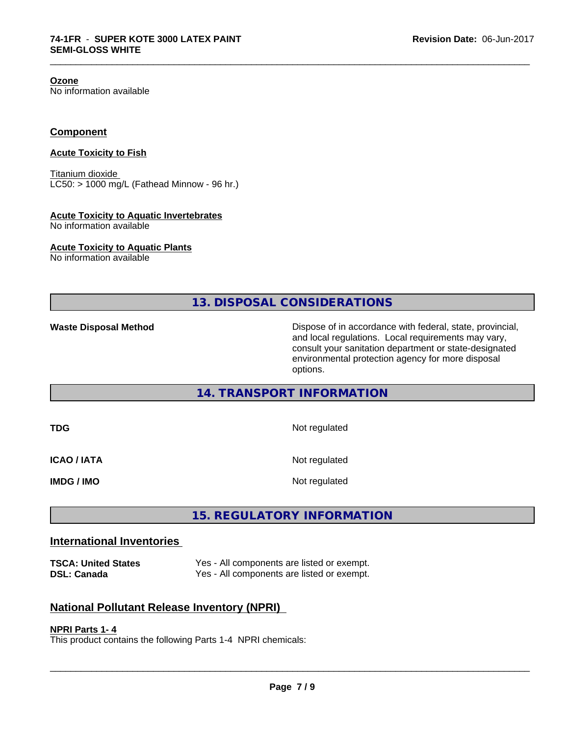**Ozone**
No information available

## Component

**Acute Toxicity to Fish**

Titanium dioxide
LC50: > 1000 mg/L (Fathead Minnow - 96 hr.)

**Acute Toxicity to Aquatic Invertebrates**
No information available

**Acute Toxicity to Aquatic Plants**
No information available

# 13. DISPOSAL CONSIDERATIONS

| | |
|---|---|
| **Waste Disposal Method** | Dispose of in accordance with federal, state, provincial, and local regulations. Local requirements may vary, consult your sanitation department or state-designated environmental protection agency for more disposal options. |

# 14. TRANSPORT INFORMATION

| | |
|---|---|
| **TDG** | Not regulated |
| **ICAO / IATA** | Not regulated |
| **IMDG / IMO** | Not regulated |

# 15. REGULATORY INFORMATION

## International Inventories

| | |
|---|---|
| **TSCA: United States** | Yes - All components are listed or exempt. |
| **DSL: Canada** | Yes - All components are listed or exempt. |

## National Pollutant Release Inventory (NPRI)

**NPRI Parts 1- 4**
This product contains the following Parts 1-4 NPRI chemicals: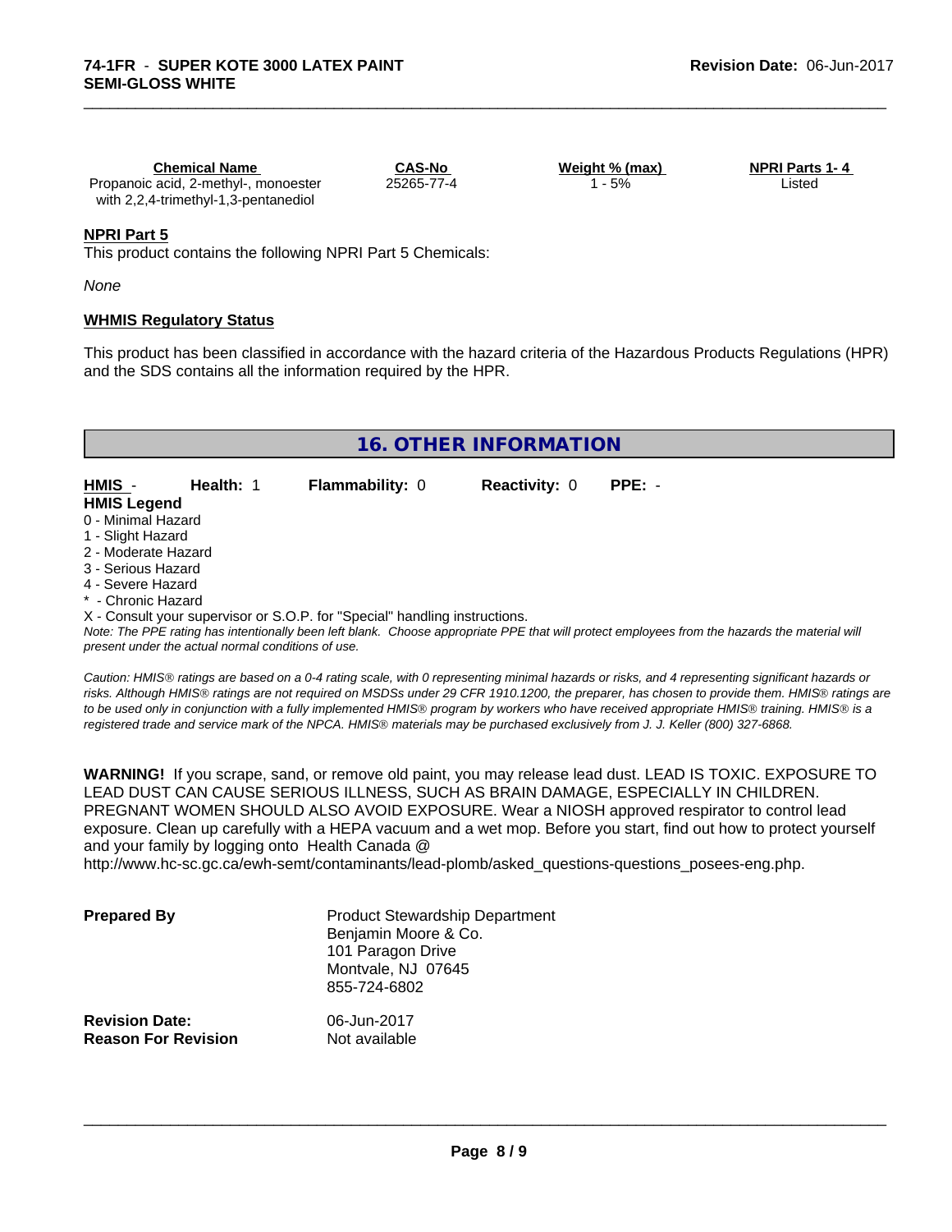| Chemical Name | CAS-No | Weight % (max) | NPRI Parts 1- 4 |
|---|---|---|---|
| Propanoic acid, 2-methyl-, monoester with 2,2,4-trimethyl-1,3-pentanediol | 25265-77-4 | 1 - 5% | Listed |

**NPRI Part 5**

This product contains the following NPRI Part 5 Chemicals:

*None*

**WHMIS Regulatory Status**

This product has been classified in accordance with the hazard criteria of the Hazardous Products Regulations (HPR) and the SDS contains all the information required by the HPR.

## 16. OTHER INFORMATION

| HMIS - | Health: 1 | Flammability: 0 | Reactivity: 0 | PPE: - |
|---|---|---|---|---|

**HMIS Legend**

0 - Minimal Hazard
1 - Slight Hazard
2 - Moderate Hazard
3 - Serious Hazard
4 - Severe Hazard
* - Chronic Hazard
X - Consult your supervisor or S.O.P. for "Special" handling instructions.

*Note: The PPE rating has intentionally been left blank. Choose appropriate PPE that will protect employees from the hazards the material will present under the actual normal conditions of use.*

*Caution: HMIS® ratings are based on a 0-4 rating scale, with 0 representing minimal hazards or risks, and 4 representing significant hazards or risks. Although HMIS® ratings are not required on MSDSs under 29 CFR 1910.1200, the preparer, has chosen to provide them. HMIS® ratings are to be used only in conjunction with a fully implemented HMIS® program by workers who have received appropriate HMIS® training. HMIS® is a registered trade and service mark of the NPCA. HMIS® materials may be purchased exclusively from J. J. Keller (800) 327-6868.*

**WARNING!** If you scrape, sand, or remove old paint, you may release lead dust. LEAD IS TOXIC. EXPOSURE TO LEAD DUST CAN CAUSE SERIOUS ILLNESS, SUCH AS BRAIN DAMAGE, ESPECIALLY IN CHILDREN. PREGNANT WOMEN SHOULD ALSO AVOID EXPOSURE. Wear a NIOSH approved respirator to control lead exposure. Clean up carefully with a HEPA vacuum and a wet mop. Before you start, find out how to protect yourself and your family by logging onto Health Canada @ http://www.hc-sc.gc.ca/ewh-semt/contaminants/lead-plomb/asked_questions-questions_posees-eng.php.

**Prepared By** Product Stewardship Department
Benjamin Moore & Co.
101 Paragon Drive
Montvale, NJ 07645
855-724-6802

**Revision Date:** 06-Jun-2017
**Reason For Revision** Not available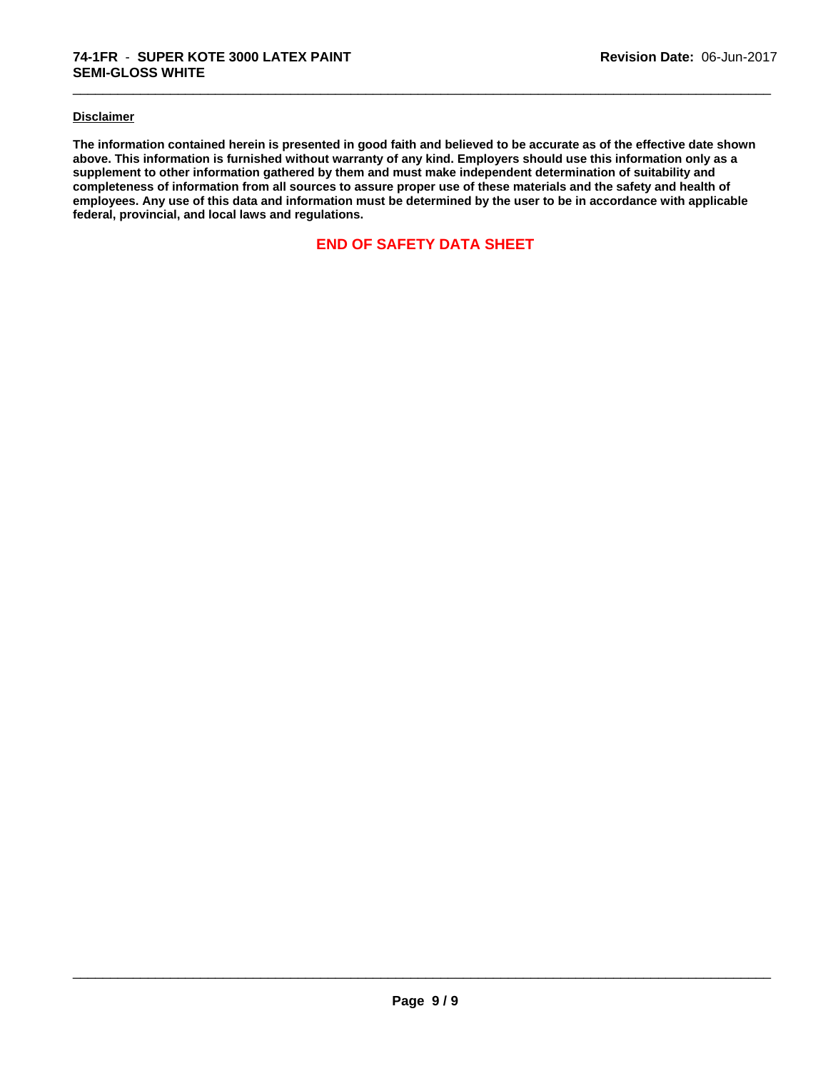**Disclaimer**

**The information contained herein is presented in good faith and believed to be accurate as of the effective date shown above. This information is furnished without warranty of any kind. Employers should use this information only as a supplement to other information gathered by them and must make independent determination of suitability and completeness of information from all sources to assure proper use of these materials and the safety and health of employees. Any use of this data and information must be determined by the user to be in accordance with applicable federal, provincial, and local laws and regulations.**

**END OF SAFETY DATA SHEET**